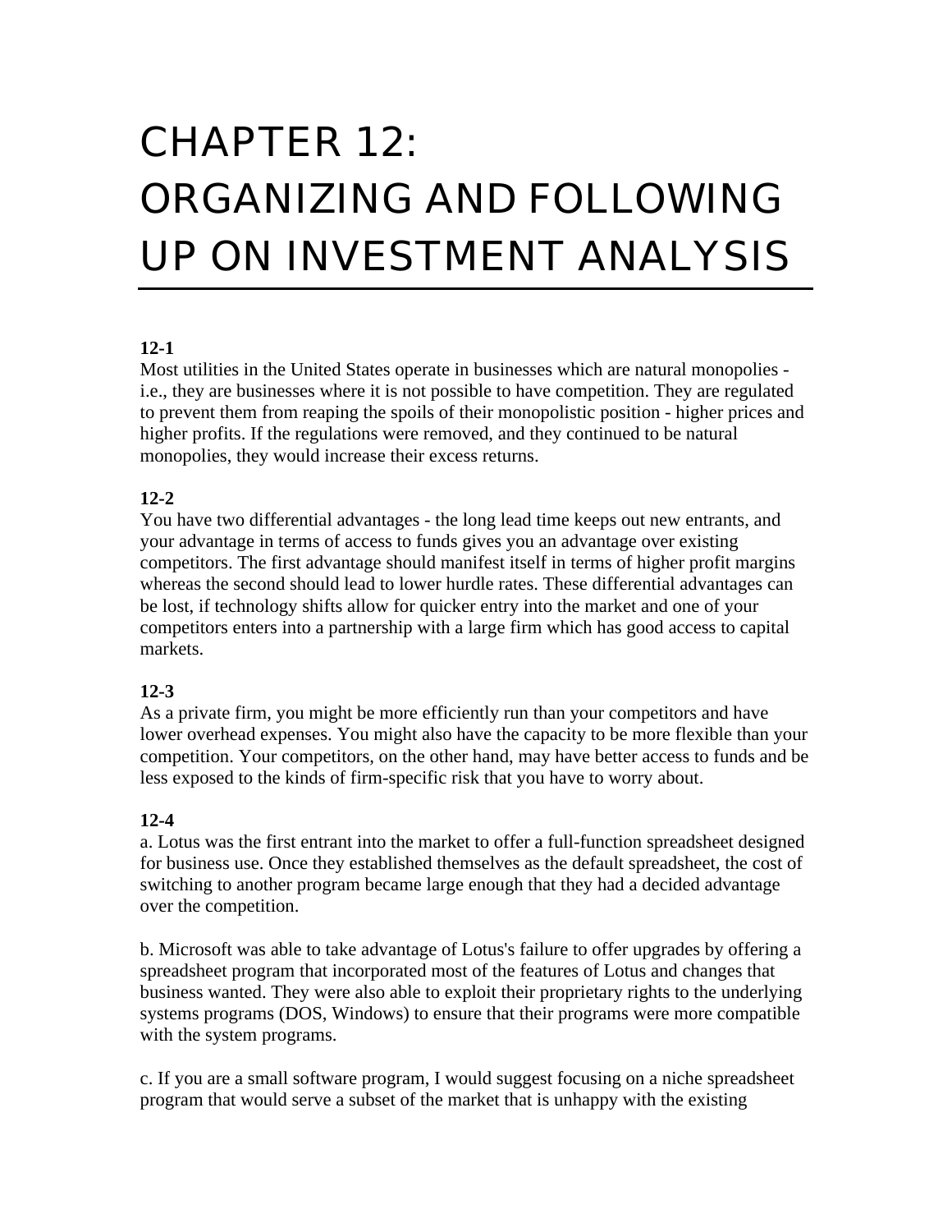# CHAPTER 12: ORGANIZING AND FOLLOWING UP ON INVESTMENT ANALYSIS

**12-1**

Most utilities in the United States operate in businesses which are natural monopolies - i.e., they are businesses where it is not possible to have competition. They are regulated to prevent them from reaping the spoils of their monopolistic position - higher prices and higher profits. If the regulations were removed, and they continued to be natural monopolies, they would increase their excess returns.

**12-2**

You have two differential advantages - the long lead time keeps out new entrants, and your advantage in terms of access to funds gives you an advantage over existing competitors. The first advantage should manifest itself in terms of higher profit margins whereas the second should lead to lower hurdle rates. These differential advantages can be lost, if technology shifts allow for quicker entry into the market and one of your competitors enters into a partnership with a large firm which has good access to capital markets.

**12-3**

As a private firm, you might be more efficiently run than your competitors and have lower overhead expenses. You might also have the capacity to be more flexible than your competition. Your competitors, on the other hand, may have better access to funds and be less exposed to the kinds of firm-specific risk that you have to worry about.

**12-4**

a. Lotus was the first entrant into the market to offer a full-function spreadsheet designed for business use. Once they established themselves as the default spreadsheet, the cost of switching to another program became large enough that they had a decided advantage over the competition.

b. Microsoft was able to take advantage of Lotus's failure to offer upgrades by offering a spreadsheet program that incorporated most of the features of Lotus and changes that business wanted. They were also able to exploit their proprietary rights to the underlying systems programs (DOS, Windows) to ensure that their programs were more compatible with the system programs.

c. If you are a small software program, I would suggest focusing on a niche spreadsheet program that would serve a subset of the market that is unhappy with the existing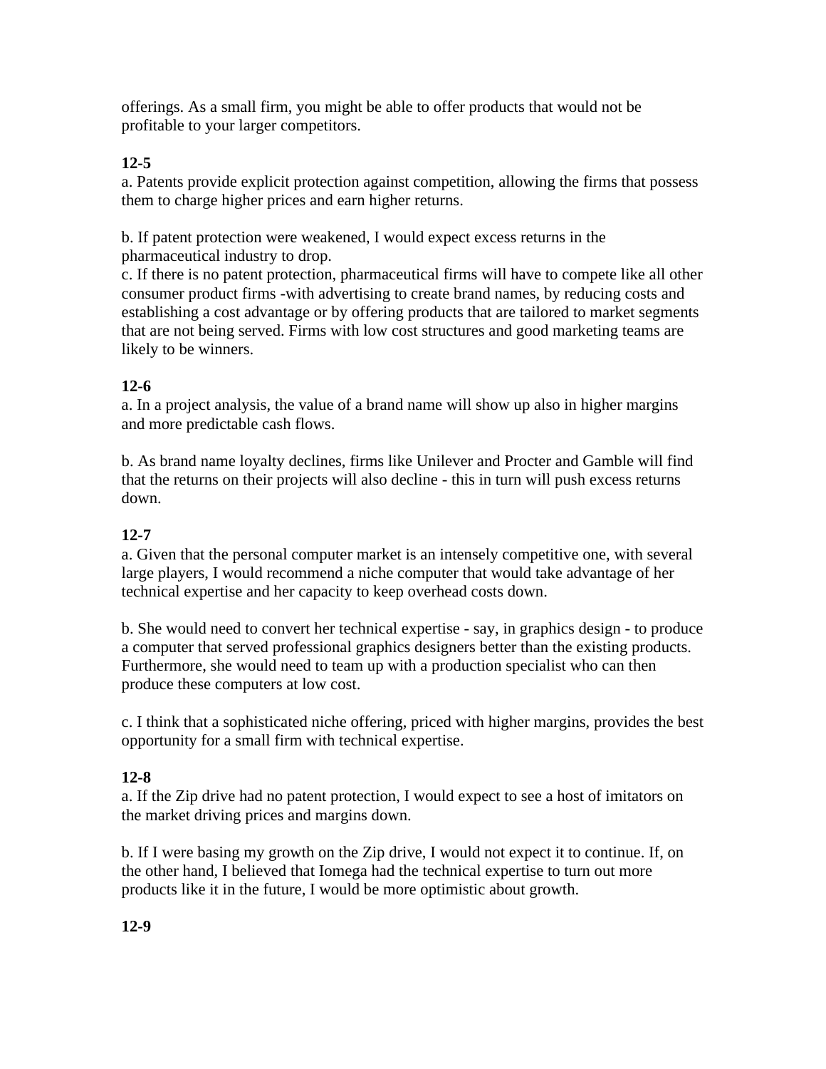offerings. As a small firm, you might be able to offer products that would not be profitable to your larger competitors.

**12-5**

a. Patents provide explicit protection against competition, allowing the firms that possess them to charge higher prices and earn higher returns.

b. If patent protection were weakened, I would expect excess returns in the pharmaceutical industry to drop.

c. If there is no patent protection, pharmaceutical firms will have to compete like all other consumer product firms -with advertising to create brand names, by reducing costs and establishing a cost advantage or by offering products that are tailored to market segments that are not being served. Firms with low cost structures and good marketing teams are likely to be winners.

**12-6**

a. In a project analysis, the value of a brand name will show up also in higher margins and more predictable cash flows.

b. As brand name loyalty declines, firms like Unilever and Procter and Gamble will find that the returns on their projects will also decline - this in turn will push excess returns down.

**12-7**

a. Given that the personal computer market is an intensely competitive one, with several large players, I would recommend a niche computer that would take advantage of her technical expertise and her capacity to keep overhead costs down.

b. She would need to convert her technical expertise - say, in graphics design - to produce a computer that served professional graphics designers better than the existing products. Furthermore, she would need to team up with a production specialist who can then produce these computers at low cost.

c. I think that a sophisticated niche offering, priced with higher margins, provides the best opportunity for a small firm with technical expertise.

**12-8**

a. If the Zip drive had no patent protection, I would expect to see a host of imitators on the market driving prices and margins down.

b. If I were basing my growth on the Zip drive, I would not expect it to continue. If, on the other hand, I believed that Iomega had the technical expertise to turn out more products like it in the future, I would be more optimistic about growth.

**12-9**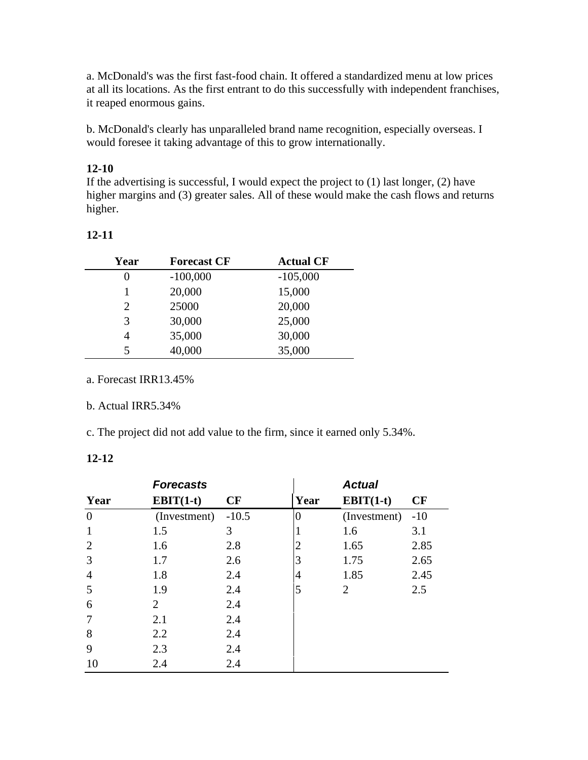a. McDonald's was the first fast-food chain. It offered a standardized menu at low prices at all its locations. As the first entrant to do this successfully with independent franchises, it reaped enormous gains.

b. McDonald's clearly has unparalleled brand name recognition, especially overseas. I would foresee it taking advantage of this to grow internationally.

**12-10**

If the advertising is successful, I would expect the project to (1) last longer, (2) have higher margins and (3) greater sales. All of these would make the cash flows and returns higher.

**12-11**

| Year | Forecast CF | Actual CF |
|---|---|---|
| 0 | -100,000 | -105,000 |
| 1 | 20,000 | 15,000 |
| 2 | 25000 | 20,000 |
| 3 | 30,000 | 25,000 |
| 4 | 35,000 | 30,000 |
| 5 | 40,000 | 35,000 |

a. Forecast IRR13.45%

b. Actual IRR5.34%

c. The project did not add value to the firm, since it earned only 5.34%.

**12-12**

| | ***Forecasts*** | | | ***Actual*** | |
|---|---|---|---|---|---|
| **Year** | **EBIT(1-t)** | **CF** | **Year** | **EBIT(1-t)** | **CF** |
| 0 | (Investment) | -10.5 | 0 | (Investment) | -10 |
| 1 | 1.5 | 3 | 1 | 1.6 | 3.1 |
| 2 | 1.6 | 2.8 | 2 | 1.65 | 2.85 |
| 3 | 1.7 | 2.6 | 3 | 1.75 | 2.65 |
| 4 | 1.8 | 2.4 | 4 | 1.85 | 2.45 |
| 5 | 1.9 | 2.4 | 5 | 2 | 2.5 |
| 6 | 2 | 2.4 | | | |
| 7 | 2.1 | 2.4 | | | |
| 8 | 2.2 | 2.4 | | | |
| 9 | 2.3 | 2.4 | | | |
| 10 | 2.4 | 2.4 | | | |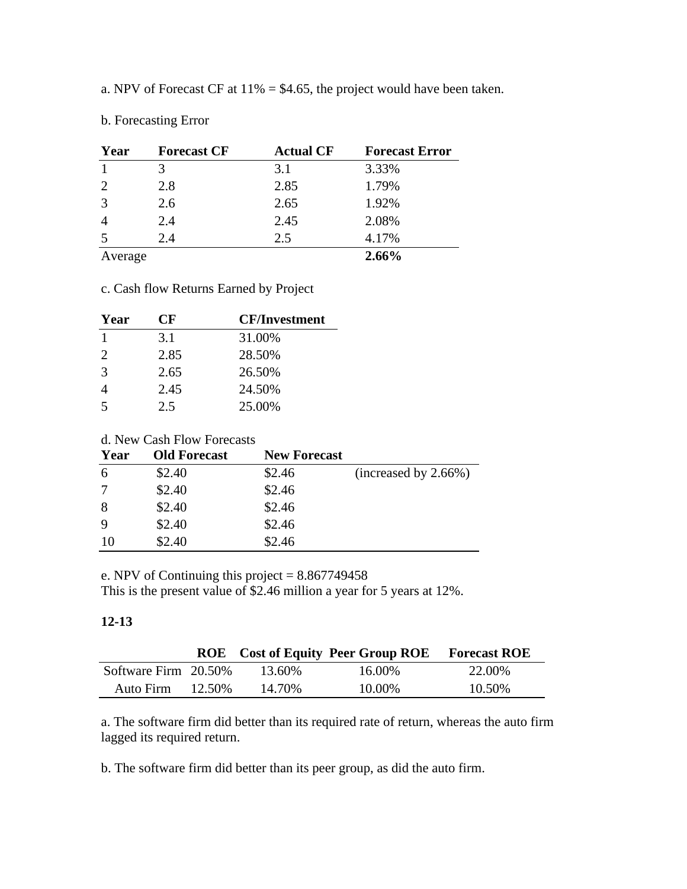a. NPV of Forecast CF at 11% = $4.65, the project would have been taken.

b. Forecasting Error

| Year | Forecast CF | Actual CF | Forecast Error |
|---|---|---|---|
| 1 | 3 | 3.1 | 3.33% |
| 2 | 2.8 | 2.85 | 1.79% |
| 3 | 2.6 | 2.65 | 1.92% |
| 4 | 2.4 | 2.45 | 2.08% |
| 5 | 2.4 | 2.5 | 4.17% |
| Average | | | **2.66%** |

c. Cash flow Returns Earned by Project

| Year | CF | CF/Investment |
|---|---|---|
| 1 | 3.1 | 31.00% |
| 2 | 2.85 | 28.50% |
| 3 | 2.65 | 26.50% |
| 4 | 2.45 | 24.50% |
| 5 | 2.5 | 25.00% |

d. New Cash Flow Forecasts

| Year | Old Forecast | New Forecast | |
|---|---|---|---|
| 6 | $2.40 | $2.46 | (increased by 2.66%) |
| 7 | $2.40 | $2.46 | |
| 8 | $2.40 | $2.46 | |
| 9 | $2.40 | $2.46 | |
| 10 | $2.40 | $2.46 | |

e. NPV of Continuing this project = 8.867749458
This is the present value of $2.46 million a year for 5 years at 12%.

**12-13**

| | ROE | Cost of Equity | Peer Group ROE | Forecast ROE |
|---|---|---|---|---|
| Software Firm | 20.50% | 13.60% | 16.00% | 22.00% |
| Auto Firm | 12.50% | 14.70% | 10.00% | 10.50% |

a. The software firm did better than its required rate of return, whereas the auto firm lagged its required return.

b. The software firm did better than its peer group, as did the auto firm.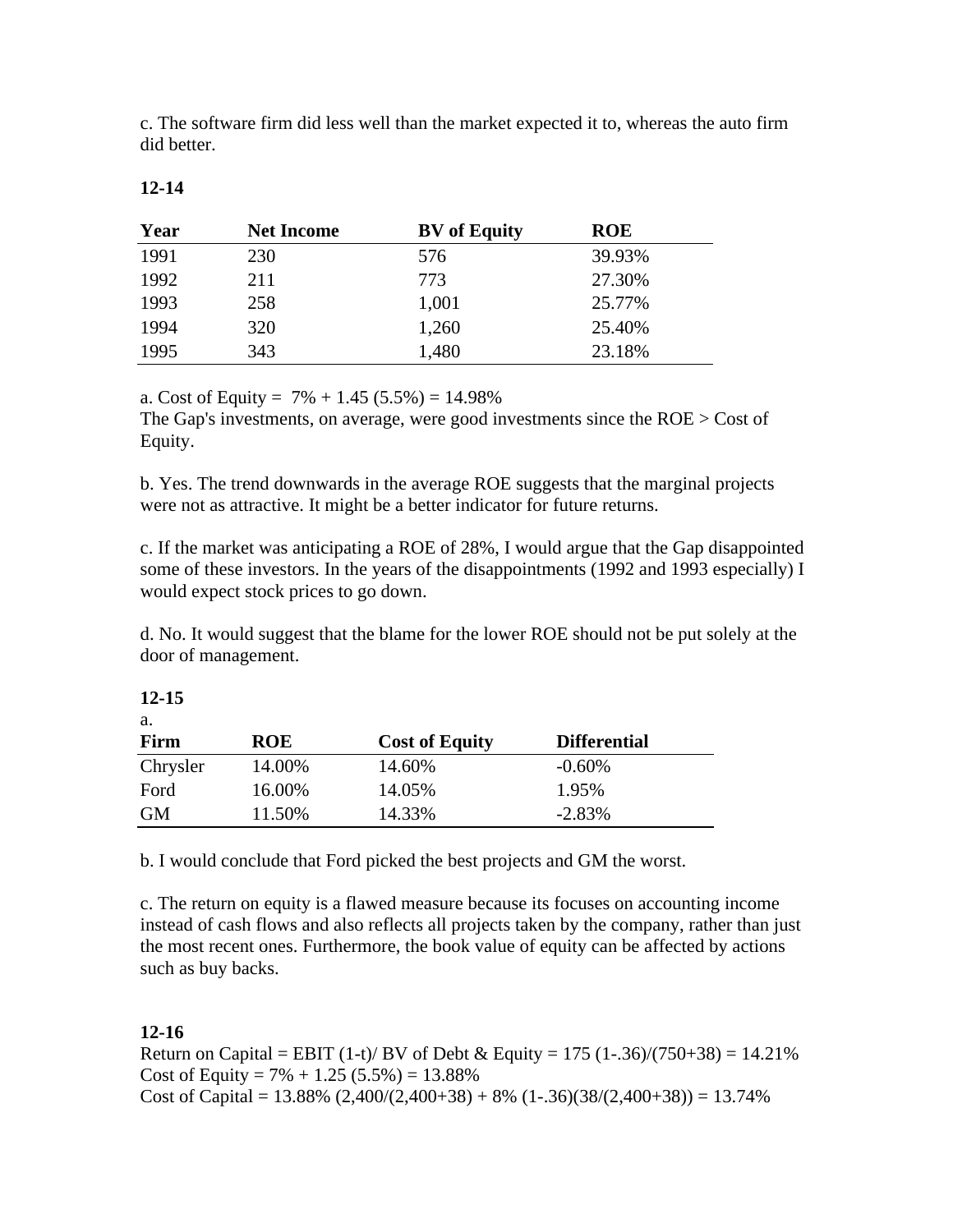c. The software firm did less well than the market expected it to, whereas the auto firm did better.

**12-14**

| Year | Net Income | BV of Equity | ROE |
|---|---|---|---|
| 1991 | 230 | 576 | 39.93% |
| 1992 | 211 | 773 | 27.30% |
| 1993 | 258 | 1,001 | 25.77% |
| 1994 | 320 | 1,260 | 25.40% |
| 1995 | 343 | 1,480 | 23.18% |

a. Cost of Equity = 7% + 1.45 (5.5%) = 14.98%
The Gap's investments, on average, were good investments since the ROE > Cost of Equity.

b. Yes. The trend downwards in the average ROE suggests that the marginal projects were not as attractive. It might be a better indicator for future returns.

c. If the market was anticipating a ROE of 28%, I would argue that the Gap disappointed some of these investors. In the years of the disappointments (1992 and 1993 especially) I would expect stock prices to go down.

d. No. It would suggest that the blame for the lower ROE should not be put solely at the door of management.

**12-15**

a.

| Firm | ROE | Cost of Equity | Differential |
|---|---|---|---|
| Chrysler | 14.00% | 14.60% | -0.60% |
| Ford | 16.00% | 14.05% | 1.95% |
| GM | 11.50% | 14.33% | -2.83% |

b. I would conclude that Ford picked the best projects and GM the worst.

c. The return on equity is a flawed measure because its focuses on accounting income instead of cash flows and also reflects all projects taken by the company, rather than just the most recent ones. Furthermore, the book value of equity can be affected by actions such as buy backs.

**12-16**

Return on Capital = EBIT (1-t)/ BV of Debt & Equity = 175 (1-.36)/(750+38) = 14.21%
Cost of Equity = 7% + 1.25 (5.5%) = 13.88%
Cost of Capital = 13.88% (2,400/(2,400+38) + 8% (1-.36)(38/(2,400+38)) = 13.74%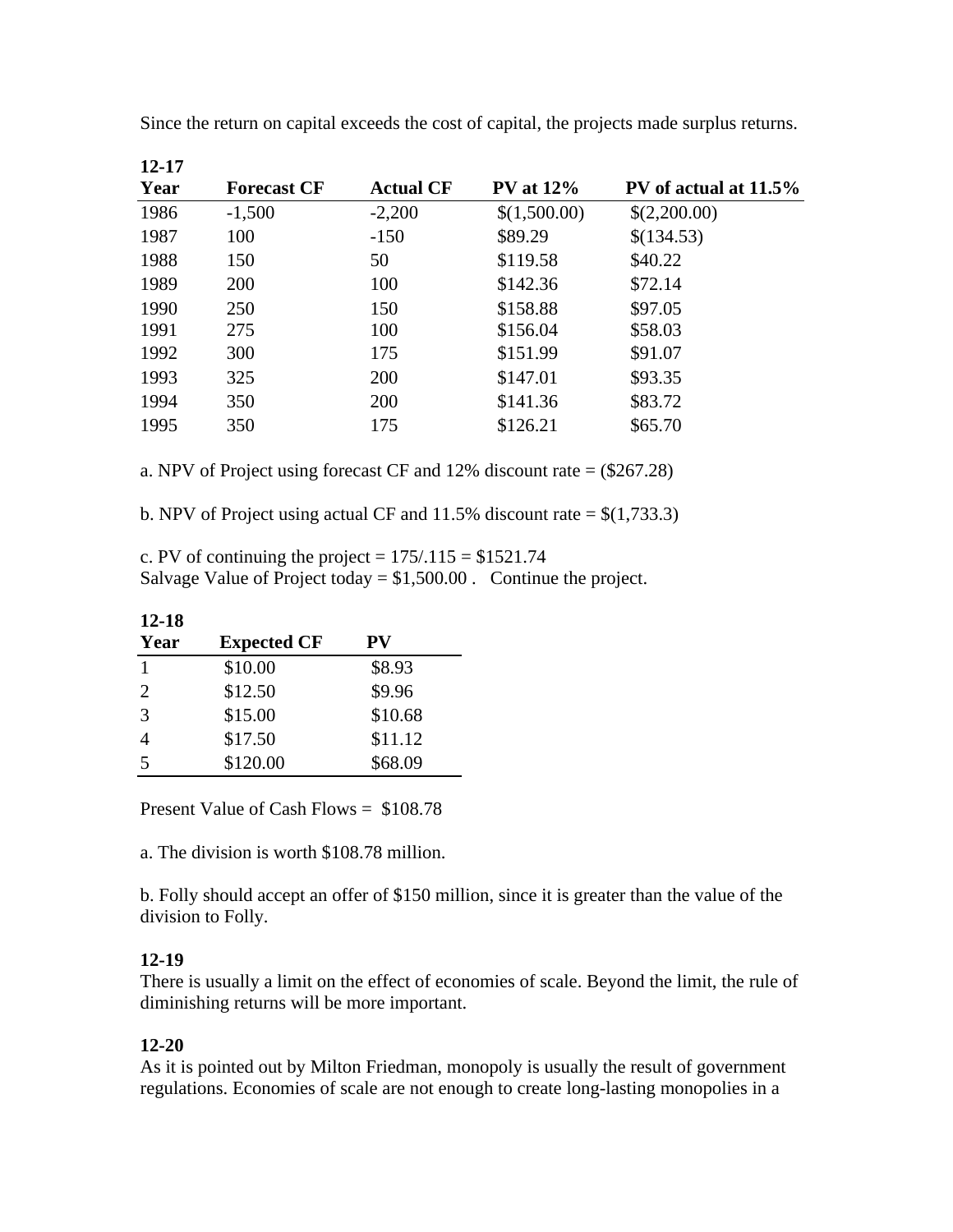Since the return on capital exceeds the cost of capital, the projects made surplus returns.

**12-17**

| Year | Forecast CF | Actual CF | PV at 12% | PV of actual at 11.5% |
|---|---|---|---|---|
| 1986 | -1,500 | -2,200 | $(1,500.00) | $(2,200.00) |
| 1987 | 100 | -150 | $89.29 | $(134.53) |
| 1988 | 150 | 50 | $119.58 | $40.22 |
| 1989 | 200 | 100 | $142.36 | $72.14 |
| 1990 | 250 | 150 | $158.88 | $97.05 |
| 1991 | 275 | 100 | $156.04 | $58.03 |
| 1992 | 300 | 175 | $151.99 | $91.07 |
| 1993 | 325 | 200 | $147.01 | $93.35 |
| 1994 | 350 | 200 | $141.36 | $83.72 |
| 1995 | 350 | 175 | $126.21 | $65.70 |

a. NPV of Project using forecast CF and 12% discount rate = ($267.28)

b. NPV of Project using actual CF and 11.5% discount rate = $(1,733.3)

c. PV of continuing the project = 175/.115 = $1521.74
Salvage Value of Project today = $1,500.00 . Continue the project.

**12-18**

| Year | Expected CF | PV |
|---|---|---|
| 1 | $10.00 | $8.93 |
| 2 | $12.50 | $9.96 |
| 3 | $15.00 | $10.68 |
| 4 | $17.50 | $11.12 |
| 5 | $120.00 | $68.09 |

Present Value of Cash Flows = $108.78

a. The division is worth $108.78 million.

b. Folly should accept an offer of $150 million, since it is greater than the value of the division to Folly.

**12-19**
There is usually a limit on the effect of economies of scale. Beyond the limit, the rule of diminishing returns will be more important.

**12-20**
As it is pointed out by Milton Friedman, monopoly is usually the result of government regulations. Economies of scale are not enough to create long-lasting monopolies in a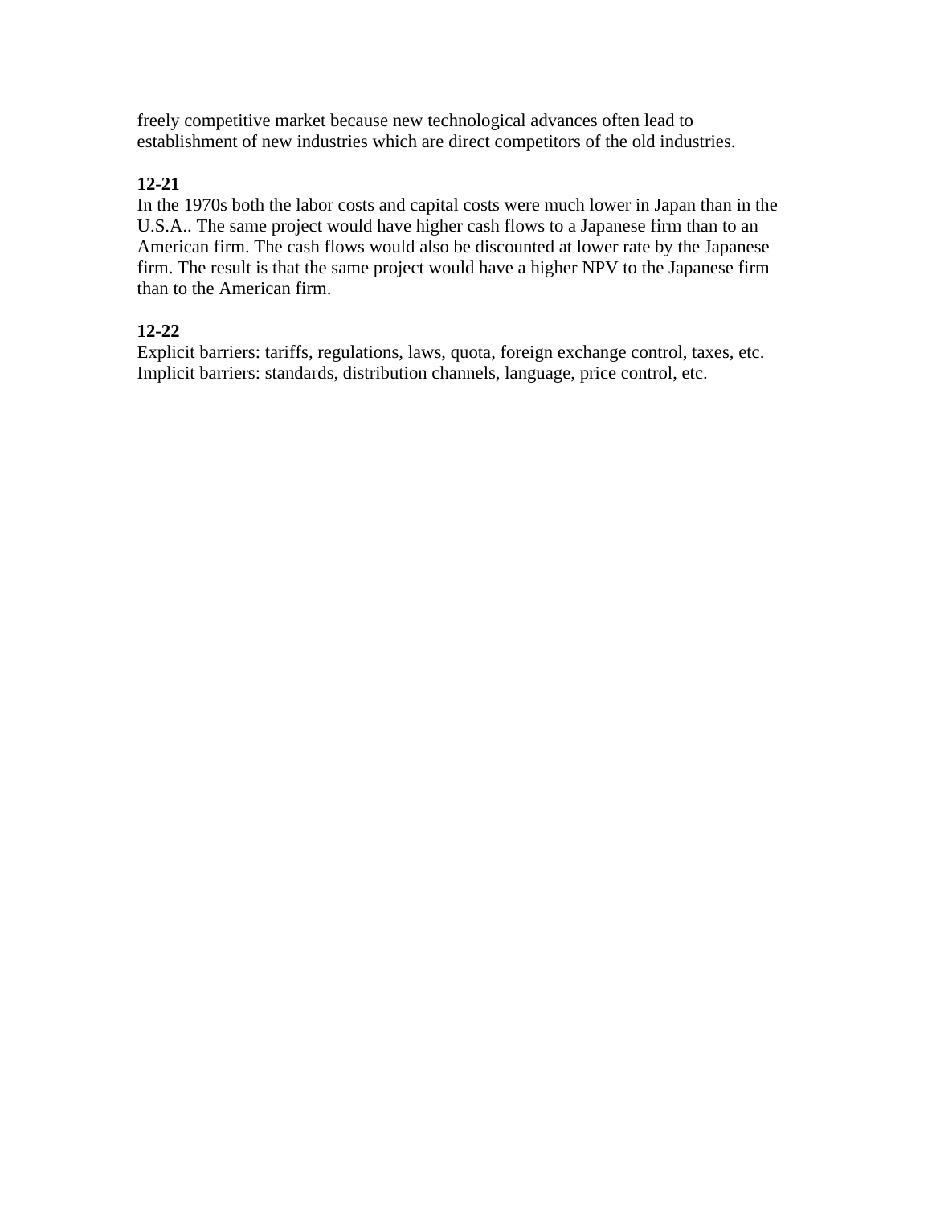freely competitive market because new technological advances often lead to establishment of new industries which are direct competitors of the old industries.

**12-21**

In the 1970s both the labor costs and capital costs were much lower in Japan than in the U.S.A.. The same project would have higher cash flows to a Japanese firm than to an American firm. The cash flows would also be discounted at lower rate by the Japanese firm. The result is that the same project would have a higher NPV to the Japanese firm than to the American firm.

**12-22**

Explicit barriers: tariffs, regulations, laws, quota, foreign exchange control, taxes, etc.
Implicit barriers: standards, distribution channels, language, price control, etc.